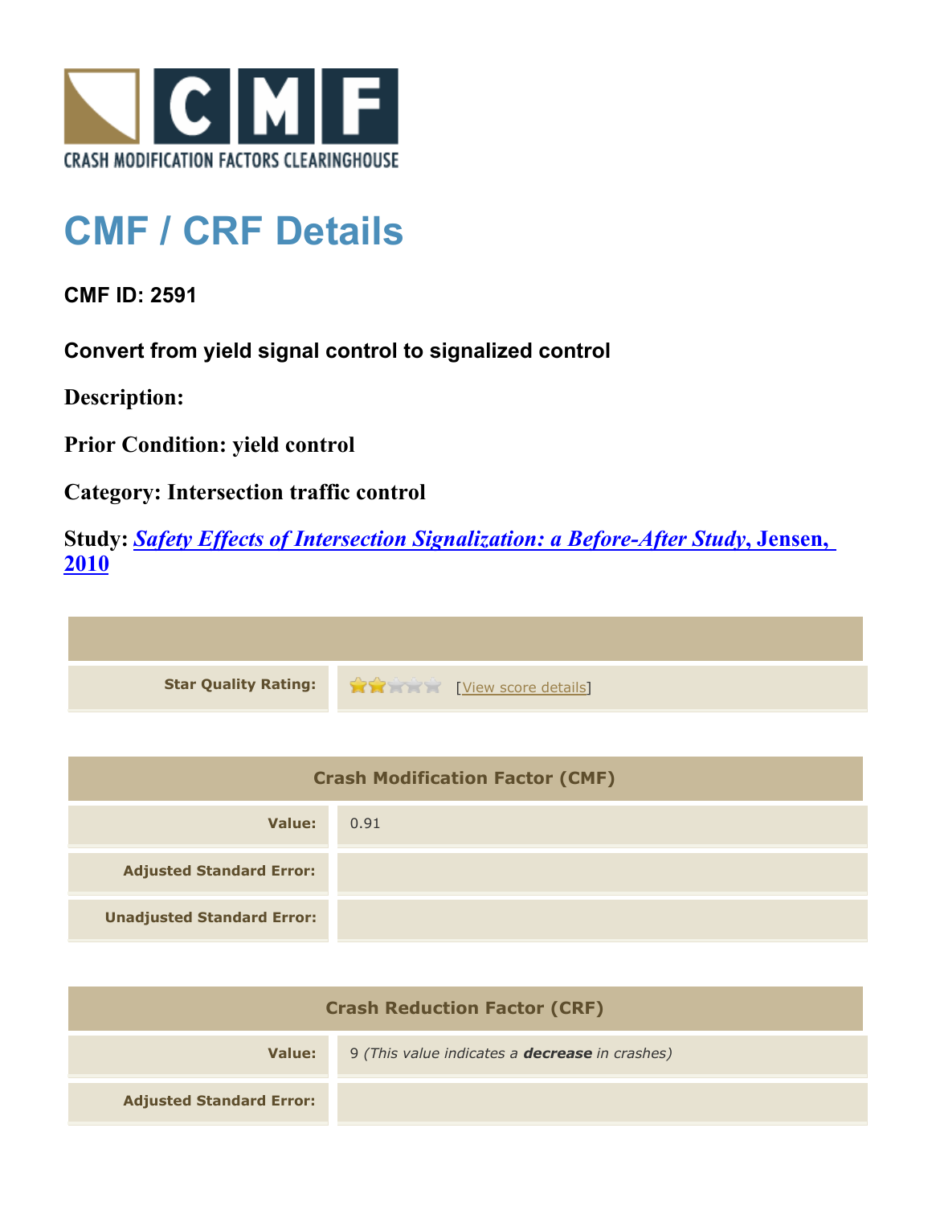CRASH MODIFICATION FACTORS CLEARINGHOUSE

# CMF / CRF Details

**CMF ID: 2591**

**Convert from yield signal control to signalized control**

**Description:**

**Prior Condition: yield control**

**Category: Intersection traffic control**

**Study: *Safety Effects of Intersection Signalization: a Before-After Study*, Jensen, 2010**

| | |
|---|---|
| **Star Quality Rating:** | ★★☆☆☆ [View score details] |

| Crash Modification Factor (CMF) | |
|---|---|
| **Value:** | 0.91 |
| **Adjusted Standard Error:** | |
| **Unadjusted Standard Error:** | |

| Crash Reduction Factor (CRF) | |
|---|---|
| **Value:** | 9 *(This value indicates a **decrease** in crashes)* |
| **Adjusted Standard Error:** | |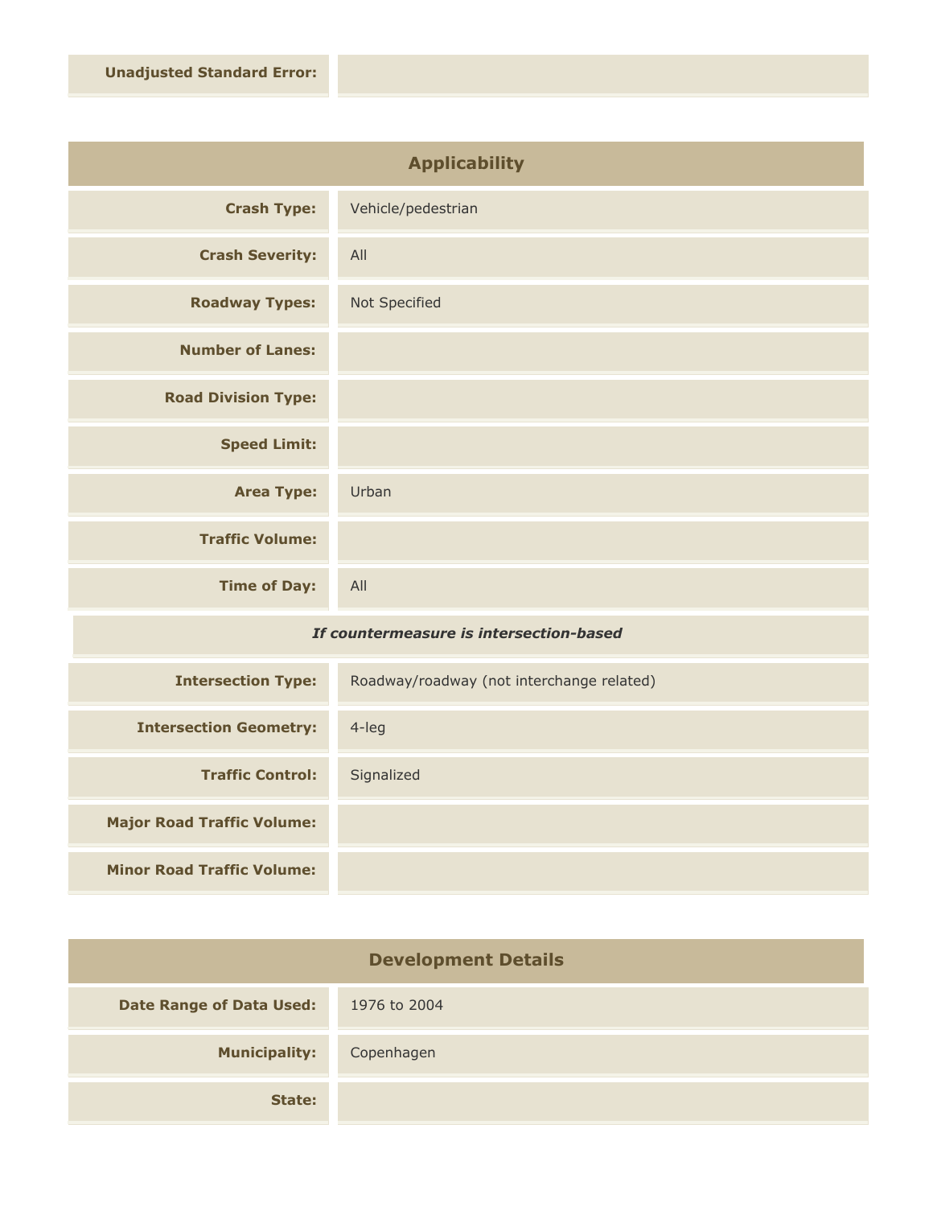| | |
|---|---|
| **Unadjusted Standard Error:** | |

## Applicability

| | |
|---|---|
| **Crash Type:** | Vehicle/pedestrian |
| **Crash Severity:** | All |
| **Roadway Types:** | Not Specified |
| **Number of Lanes:** | |
| **Road Division Type:** | |
| **Speed Limit:** | |
| **Area Type:** | Urban |
| **Traffic Volume:** | |
| **Time of Day:** | All |
| ***If countermeasure is intersection-based*** | |
| **Intersection Type:** | Roadway/roadway (not interchange related) |
| **Intersection Geometry:** | 4-leg |
| **Traffic Control:** | Signalized |
| **Major Road Traffic Volume:** | |
| **Minor Road Traffic Volume:** | |

## Development Details

| | |
|---|---|
| **Date Range of Data Used:** | 1976 to 2004 |
| **Municipality:** | Copenhagen |
| **State:** | |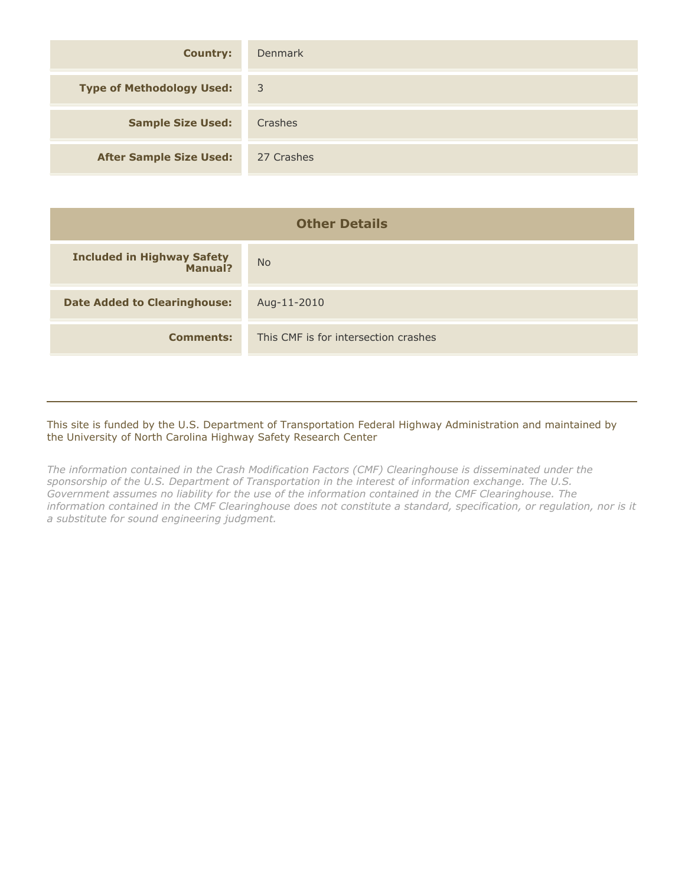| | |
|---|---|
| **Country:** | Denmark |
| **Type of Methodology Used:** | 3 |
| **Sample Size Used:** | Crashes |
| **After Sample Size Used:** | 27 Crashes |

## Other Details

| | |
|---|---|
| **Included in Highway Safety Manual?** | No |
| **Date Added to Clearinghouse:** | Aug-11-2010 |
| **Comments:** | This CMF is for intersection crashes |

---

This site is funded by the U.S. Department of Transportation Federal Highway Administration and maintained by the University of North Carolina Highway Safety Research Center

*The information contained in the Crash Modification Factors (CMF) Clearinghouse is disseminated under the sponsorship of the U.S. Department of Transportation in the interest of information exchange. The U.S. Government assumes no liability for the use of the information contained in the CMF Clearinghouse. The information contained in the CMF Clearinghouse does not constitute a standard, specification, or regulation, nor is it a substitute for sound engineering judgment.*